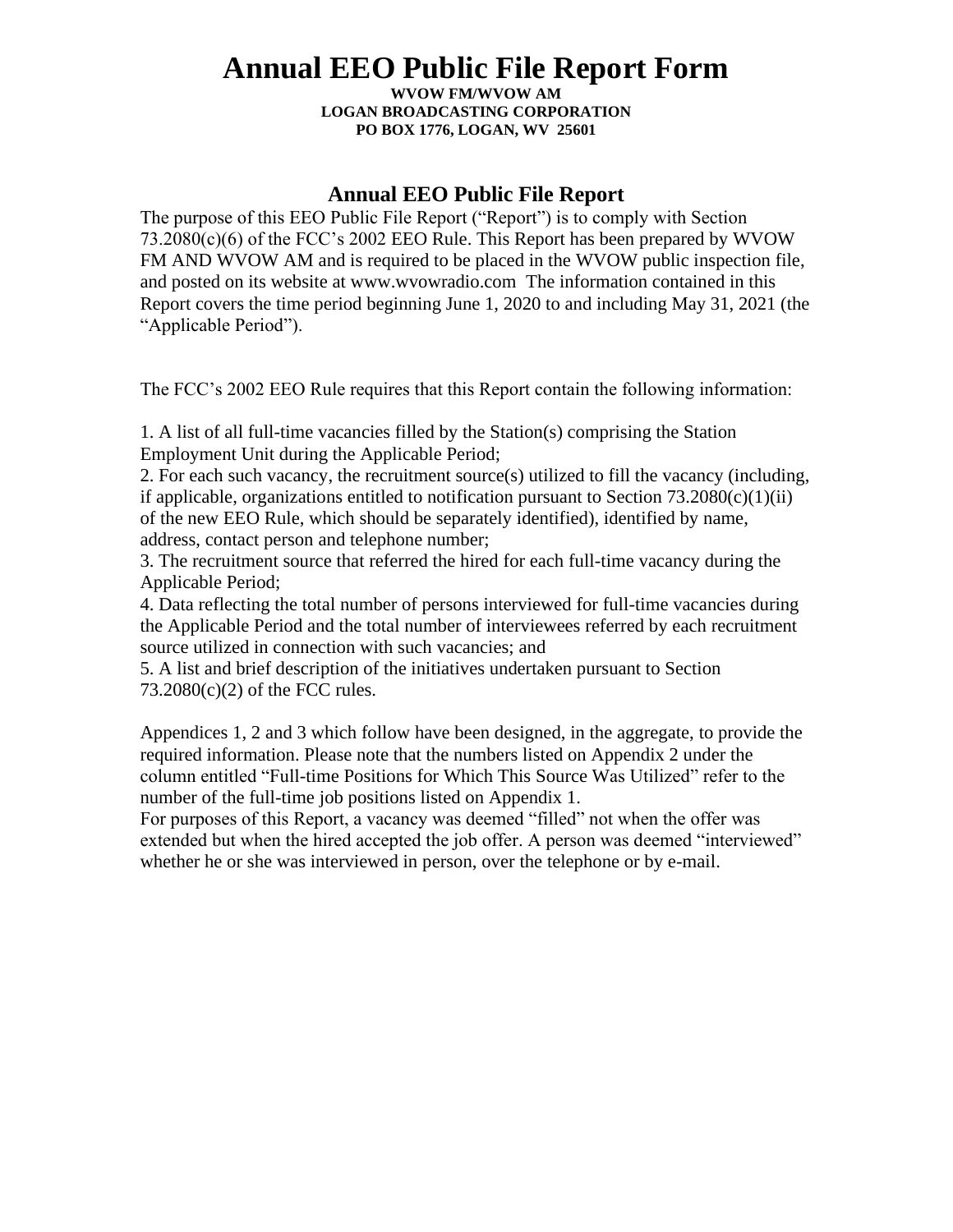# Annual EEO Public File Report Form

**WVOW FM/WVOW AM**
**LOGAN BROADCASTING CORPORATION**
**PO BOX 1776, LOGAN, WV 25601**

## Annual EEO Public File Report

The purpose of this EEO Public File Report ("Report") is to comply with Section 73.2080(c)(6) of the FCC's 2002 EEO Rule. This Report has been prepared by WVOW FM AND WVOW AM and is required to be placed in the WVOW public inspection file, and posted on its website at www.wvowradio.com The information contained in this Report covers the time period beginning June 1, 2020 to and including May 31, 2021 (the "Applicable Period").

The FCC's 2002 EEO Rule requires that this Report contain the following information:

1. A list of all full-time vacancies filled by the Station(s) comprising the Station Employment Unit during the Applicable Period;
2. For each such vacancy, the recruitment source(s) utilized to fill the vacancy (including, if applicable, organizations entitled to notification pursuant to Section 73.2080(c)(1)(ii) of the new EEO Rule, which should be separately identified), identified by name, address, contact person and telephone number;
3. The recruitment source that referred the hired for each full-time vacancy during the Applicable Period;
4. Data reflecting the total number of persons interviewed for full-time vacancies during the Applicable Period and the total number of interviewees referred by each recruitment source utilized in connection with such vacancies; and
5. A list and brief description of the initiatives undertaken pursuant to Section 73.2080(c)(2) of the FCC rules.

Appendices 1, 2 and 3 which follow have been designed, in the aggregate, to provide the required information. Please note that the numbers listed on Appendix 2 under the column entitled "Full-time Positions for Which This Source Was Utilized" refer to the number of the full-time job positions listed on Appendix 1.
For purposes of this Report, a vacancy was deemed "filled" not when the offer was extended but when the hired accepted the job offer. A person was deemed "interviewed" whether he or she was interviewed in person, over the telephone or by e-mail.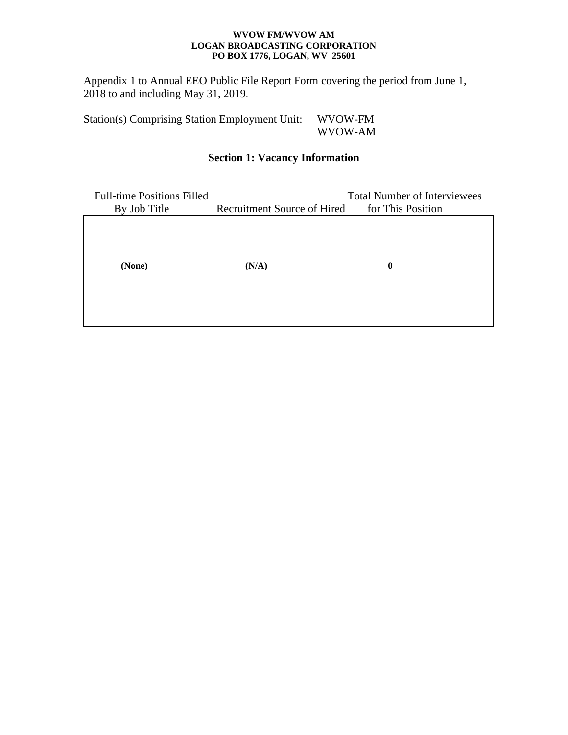**WVOW FM/WVOW AM**
**LOGAN BROADCASTING CORPORATION**
**PO BOX 1776, LOGAN, WV 25601**

Appendix 1 to Annual EEO Public File Report Form covering the period from June 1, 2018 to and including May 31, 2019.

Station(s) Comprising Station Employment Unit: WVOW-FM
WVOW-AM

## Section 1: Vacancy Information

| Full-time Positions Filled By Job Title | Recruitment Source of Hired | Total Number of Interviewees for This Position |
|---|---|---|
| **(None)** | **(N/A)** | **0** |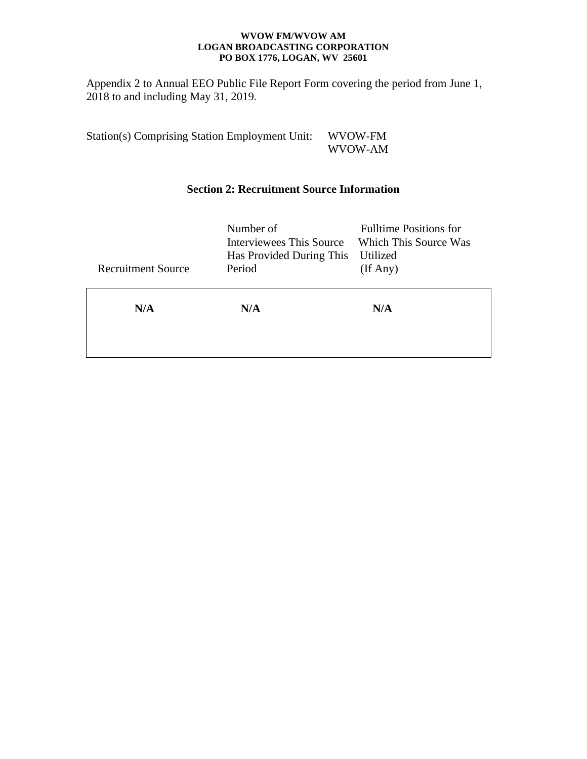**WVOW FM/WVOW AM**
**LOGAN BROADCASTING CORPORATION**
**PO BOX 1776, LOGAN, WV 25601**

Appendix 2 to Annual EEO Public File Report Form covering the period from June 1, 2018 to and including May 31, 2019.

Station(s) Comprising Station Employment Unit: WVOW-FM
WVOW-AM

## Section 2: Recruitment Source Information

| Recruitment Source | Number of Interviewees This Source Has Provided During This Period | Fulltime Positions for Which This Source Was Utilized (If Any) |
|---|---|---|
| **N/A** | **N/A** | **N/A** |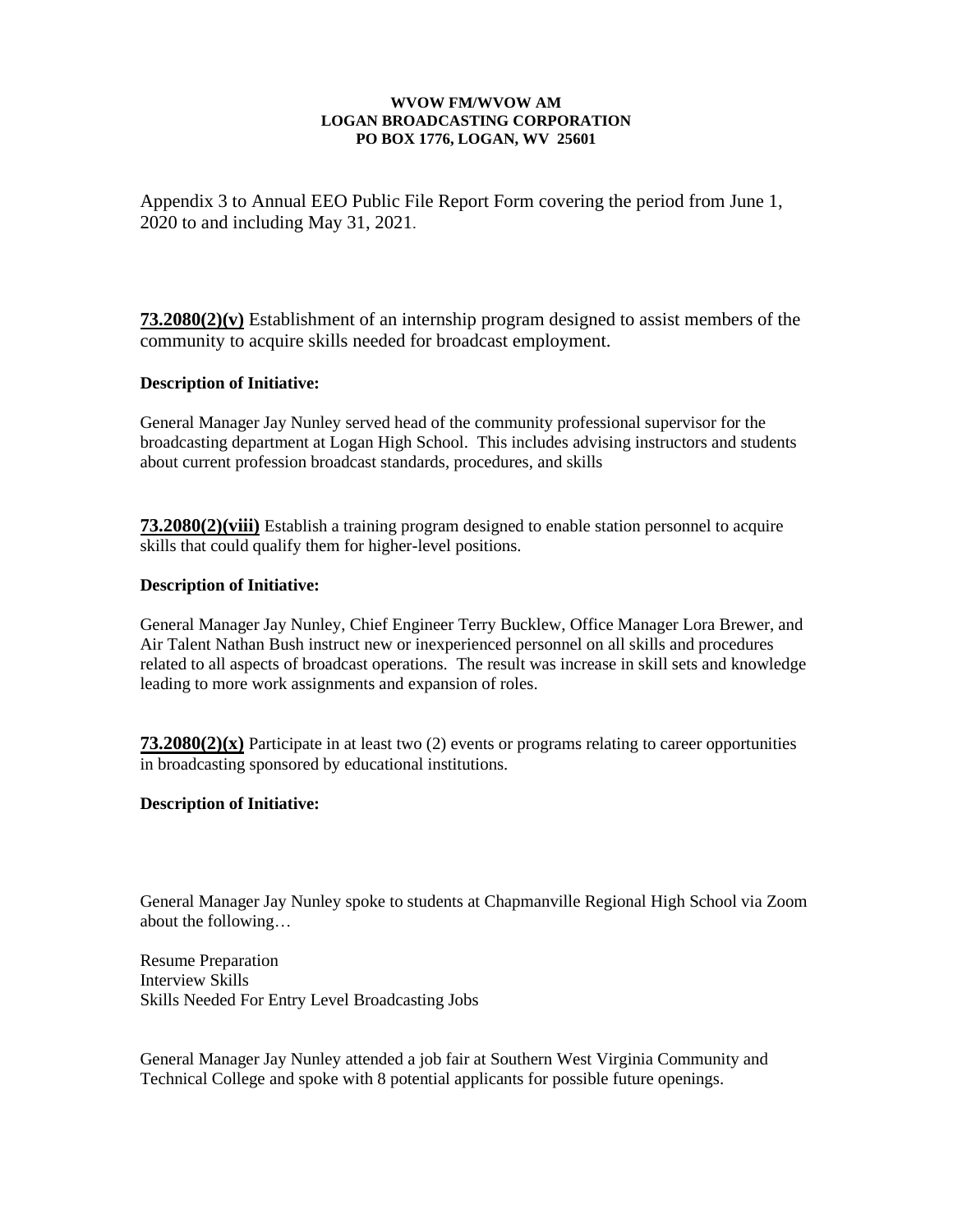**WVOW FM/WVOW AM**
**LOGAN BROADCASTING CORPORATION**
**PO BOX 1776, LOGAN, WV 25601**

Appendix 3 to Annual EEO Public File Report Form covering the period from June 1, 2020 to and including May 31, 2021.

**73.2080(2)(v)** Establishment of an internship program designed to assist members of the community to acquire skills needed for broadcast employment.

**Description of Initiative:**

General Manager Jay Nunley served head of the community professional supervisor for the broadcasting department at Logan High School. This includes advising instructors and students about current profession broadcast standards, procedures, and skills

**73.2080(2)(viii)** Establish a training program designed to enable station personnel to acquire skills that could qualify them for higher-level positions.

**Description of Initiative:**

General Manager Jay Nunley, Chief Engineer Terry Bucklew, Office Manager Lora Brewer, and Air Talent Nathan Bush instruct new or inexperienced personnel on all skills and procedures related to all aspects of broadcast operations. The result was increase in skill sets and knowledge leading to more work assignments and expansion of roles.

**73.2080(2)(x)** Participate in at least two (2) events or programs relating to career opportunities in broadcasting sponsored by educational institutions.

**Description of Initiative:**

General Manager Jay Nunley spoke to students at Chapmanville Regional High School via Zoom about the following…

Resume Preparation
Interview Skills
Skills Needed For Entry Level Broadcasting Jobs

General Manager Jay Nunley attended a job fair at Southern West Virginia Community and Technical College and spoke with 8 potential applicants for possible future openings.